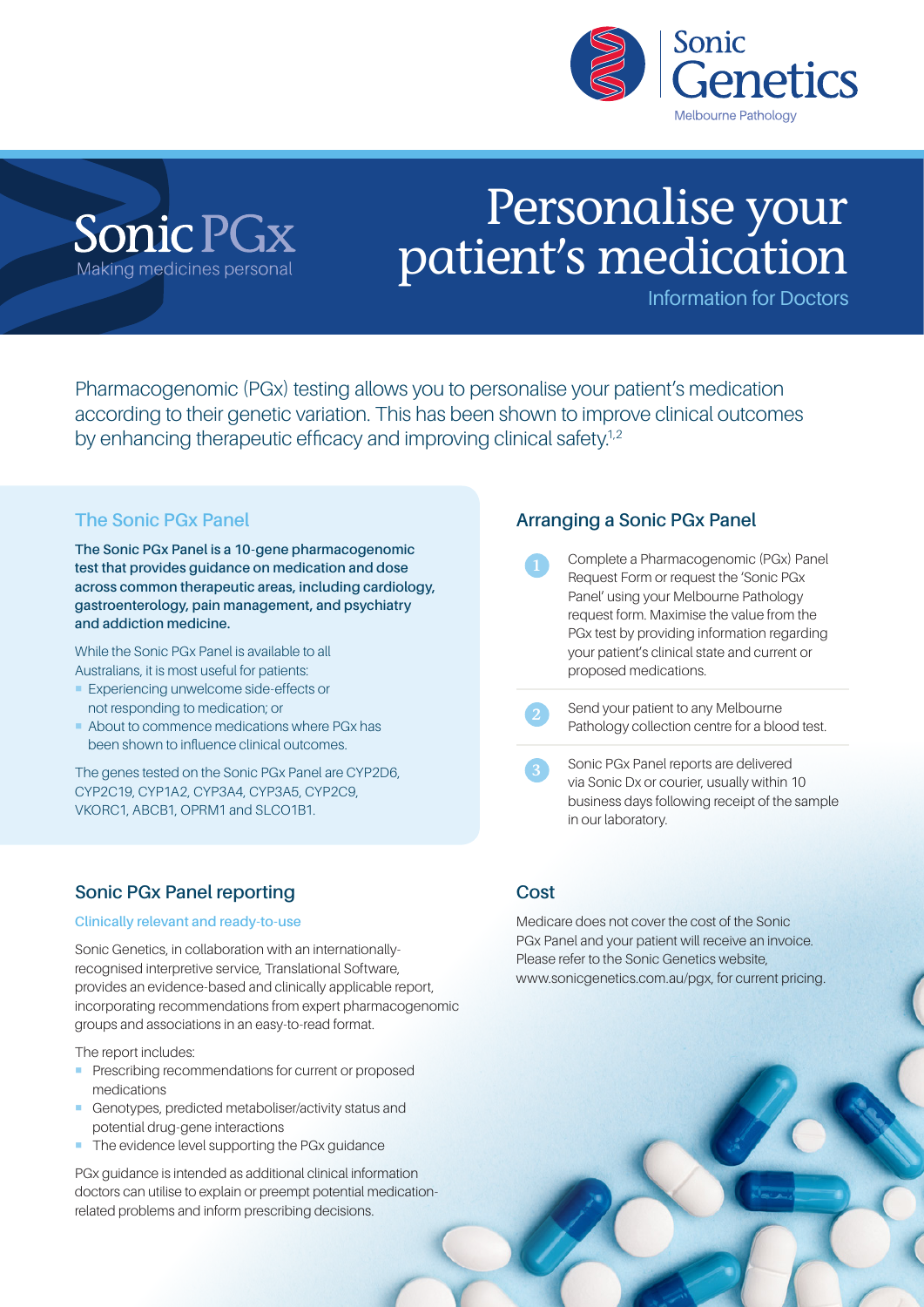Sonic Genetics
Melbourne Pathology

Sonic PGx
Making medicines personal

# Personalise your patient's medication

Information for Doctors

Pharmacogenomic (PGx) testing allows you to personalise your patient's medication according to their genetic variation. This has been shown to improve clinical outcomes by enhancing therapeutic efficacy and improving clinical safety.[1,2]

## The Sonic PGx Panel

**The Sonic PGx Panel is a 10-gene pharmacogenomic test that provides guidance on medication and dose across common therapeutic areas, including cardiology, gastroenterology, pain management, and psychiatry and addiction medicine.**

While the Sonic PGx Panel is available to all Australians, it is most useful for patients:

- Experiencing unwelcome side-effects or not responding to medication; or
- About to commence medications where PGx has been shown to influence clinical outcomes.

The genes tested on the Sonic PGx Panel are CYP2D6, CYP2C19, CYP1A2, CYP3A4, CYP3A5, CYP2C9, VKORC1, ABCB1, OPRM1 and SLCO1B1.

## Arranging a Sonic PGx Panel

1. Complete a Pharmacogenomic (PGx) Panel Request Form or request the 'Sonic PGx Panel' using your Melbourne Pathology request form. Maximise the value from the PGx test by providing information regarding your patient's clinical state and current or proposed medications.
2. Send your patient to any Melbourne Pathology collection centre for a blood test.
3. Sonic PGx Panel reports are delivered via Sonic Dx or courier, usually within 10 business days following receipt of the sample in our laboratory.

## Sonic PGx Panel reporting

### Clinically relevant and ready-to-use

Sonic Genetics, in collaboration with an internationally-recognised interpretive service, Translational Software, provides an evidence-based and clinically applicable report, incorporating recommendations from expert pharmacogenomic groups and associations in an easy-to-read format.

The report includes:

- Prescribing recommendations for current or proposed medications
- Genotypes, predicted metaboliser/activity status and potential drug-gene interactions
- The evidence level supporting the PGx guidance

PGx guidance is intended as additional clinical information doctors can utilise to explain or preempt potential medication-related problems and inform prescribing decisions.

## Cost

Medicare does not cover the cost of the Sonic PGx Panel and your patient will receive an invoice. Please refer to the Sonic Genetics website, www.sonicgenetics.com.au/pgx, for current pricing.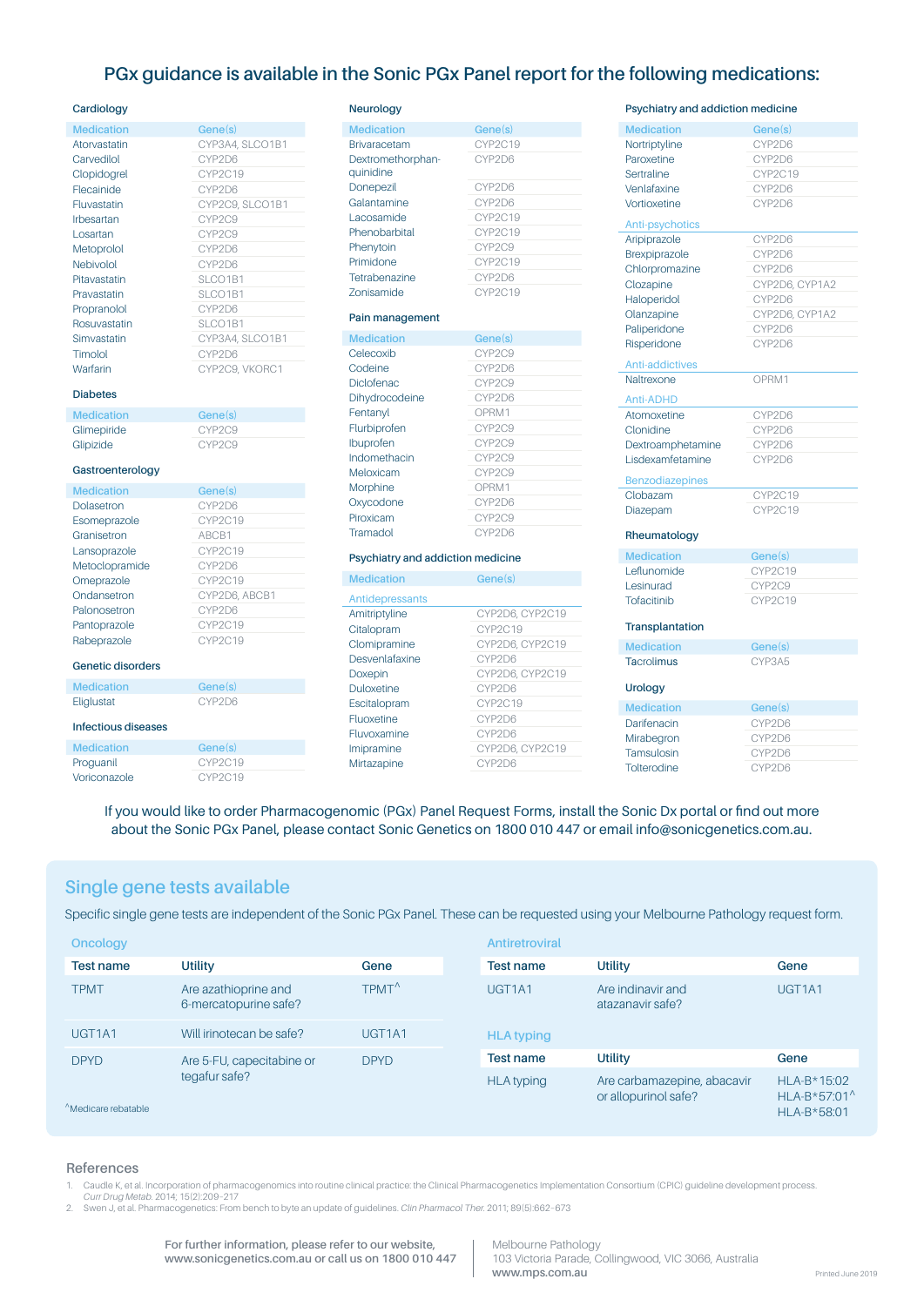# PGx guidance is available in the Sonic PGx Panel report for the following medications:

### Cardiology

| Medication | Gene(s) |
|---|---|
| Atorvastatin | CYP3A4, SLCO1B1 |
| Carvedilol | CYP2D6 |
| Clopidogrel | CYP2C19 |
| Flecainide | CYP2D6 |
| Fluvastatin | CYP2C9, SLCO1B1 |
| Irbesartan | CYP2C9 |
| Losartan | CYP2C9 |
| Metoprolol | CYP2D6 |
| Nebivolol | CYP2D6 |
| Pitavastatin | SLCO1B1 |
| Pravastatin | SLCO1B1 |
| Propranolol | CYP2D6 |
| Rosuvastatin | SLCO1B1 |
| Simvastatin | CYP3A4, SLCO1B1 |
| Timolol | CYP2D6 |
| Warfarin | CYP2C9, VKORC1 |

### Diabetes

| Medication | Gene(s) |
|---|---|
| Glimepiride | CYP2C9 |
| Glipizide | CYP2C9 |

### Gastroenterology

| Medication | Gene(s) |
|---|---|
| Dolasetron | CYP2D6 |
| Esomeprazole | CYP2C19 |
| Granisetron | ABCB1 |
| Lansoprazole | CYP2C19 |
| Metoclopramide | CYP2D6 |
| Omeprazole | CYP2C19 |
| Ondansetron | CYP2D6, ABCB1 |
| Palonosetron | CYP2D6 |
| Pantoprazole | CYP2C19 |
| Rabeprazole | CYP2C19 |

### Genetic disorders

| Medication | Gene(s) |
|---|---|
| Eliglustat | CYP2D6 |

### Infectious diseases

| Medication | Gene(s) |
|---|---|
| Proguanil | CYP2C19 |
| Voriconazole | CYP2C19 |

### Neurology

| Medication | Gene(s) |
|---|---|
| Brivaracetam | CYP2C19 |
| Dextromethorphan-quinidine | CYP2D6 |
| Donepezil | CYP2D6 |
| Galantamine | CYP2D6 |
| Lacosamide | CYP2C19 |
| Phenobarbital | CYP2C19 |
| Phenytoin | CYP2C9 |
| Primidone | CYP2C19 |
| Tetrabenazine | CYP2D6 |
| Zonisamide | CYP2C19 |

### Pain management

| Medication | Gene(s) |
|---|---|
| Celecoxib | CYP2C9 |
| Codeine | CYP2D6 |
| Diclofenac | CYP2C9 |
| Dihydrocodeine | CYP2D6 |
| Fentanyl | OPRM1 |
| Flurbiprofen | CYP2C9 |
| Ibuprofen | CYP2C9 |
| Indomethacin | CYP2C9 |
| Meloxicam | CYP2C9 |
| Morphine | OPRM1 |
| Oxycodone | CYP2D6 |
| Piroxicam | CYP2C9 |
| Tramadol | CYP2D6 |

### Psychiatry and addiction medicine

| Medication | Gene(s) |
|---|---|
| *Antidepressants* | |
| Amitriptyline | CYP2D6, CYP2C19 |
| Citalopram | CYP2C19 |
| Clomipramine | CYP2D6, CYP2C19 |
| Desvenlafaxine | CYP2D6 |
| Doxepin | CYP2D6, CYP2C19 |
| Duloxetine | CYP2D6 |
| Escitalopram | CYP2C19 |
| Fluoxetine | CYP2D6 |
| Fluvoxamine | CYP2D6 |
| Imipramine | CYP2D6, CYP2C19 |
| Mirtazapine | CYP2D6 |
| Nortriptyline | CYP2D6 |
| Paroxetine | CYP2D6 |
| Sertraline | CYP2C19 |
| Venlafaxine | CYP2D6 |
| Vortioxetine | CYP2D6 |
| *Anti-psychotics* | |
| Aripiprazole | CYP2D6 |
| Brexpiprazole | CYP2D6 |
| Chlorpromazine | CYP2D6 |
| Clozapine | CYP2D6, CYP1A2 |
| Haloperidol | CYP2D6 |
| Olanzapine | CYP2D6, CYP1A2 |
| Paliperidone | CYP2D6 |
| Risperidone | CYP2D6 |
| *Anti-addictives* | |
| Naltrexone | OPRM1 |
| *Anti-ADHD* | |
| Atomoxetine | CYP2D6 |
| Clonidine | CYP2D6 |
| Dextroamphetamine | CYP2D6 |
| Lisdexamfetamine | CYP2D6 |
| *Benzodiazepines* | |
| Clobazam | CYP2C19 |
| Diazepam | CYP2C19 |

### Rheumatology

| Medication | Gene(s) |
|---|---|
| Leflunomide | CYP2C19 |
| Lesinurad | CYP2C9 |
| Tofacitinib | CYP2C19 |

### Transplantation

| Medication | Gene(s) |
|---|---|
| Tacrolimus | CYP3A5 |

### Urology

| Medication | Gene(s) |
|---|---|
| Darifenacin | CYP2D6 |
| Mirabegron | CYP2D6 |
| Tamsulosin | CYP2D6 |
| Tolterodine | CYP2D6 |

If you would like to order Pharmacogenomic (PGx) Panel Request Forms, install the Sonic Dx portal or find out more about the Sonic PGx Panel, please contact Sonic Genetics on 1800 010 447 or email info@sonicgenetics.com.au.

## Single gene tests available

Specific single gene tests are independent of the Sonic PGx Panel. These can be requested using your Melbourne Pathology request form.

### Oncology

| Test name | Utility | Gene |
|---|---|---|
| TPMT | Are azathioprine and 6-mercatopurine safe? | TPMT^ |
| UGT1A1 | Will irinotecan be safe? | UGT1A1 |
| DPYD | Are 5-FU, capecitabine or tegafur safe? | DPYD |

^Medicare rebatable

### Antiretroviral

| Test name | Utility | Gene |
|---|---|---|
| UGT1A1 | Are indinavir and atazanavir safe? | UGT1A1 |

### HLA typing

| Test name | Utility | Gene |
|---|---|---|
| HLA typing | Are carbamazepine, abacavir or allopurinol safe? | HLA-B*15:02<br>HLA-B*57:01^<br>HLA-B*58:01 |

## References

1. Caudle K, et al. Incorporation of pharmacogenomics into routine clinical practice: the Clinical Pharmacogenetics Implementation Consortium (CPIC) guideline development process. *Curr Drug Metab.* 2014; 15(2):209–217
2. Swen J, et al. Pharmacogenetics: From bench to byte an update of guidelines. *Clin Pharmacol Ther.* 2011; 89(5):662–673

For further information, please refer to our website, www.sonicgenetics.com.au or call us on 1800 010 447

Melbourne Pathology
103 Victoria Parade, Collingwood, VIC 3066, Australia
www.mps.com.au

Printed June 2019